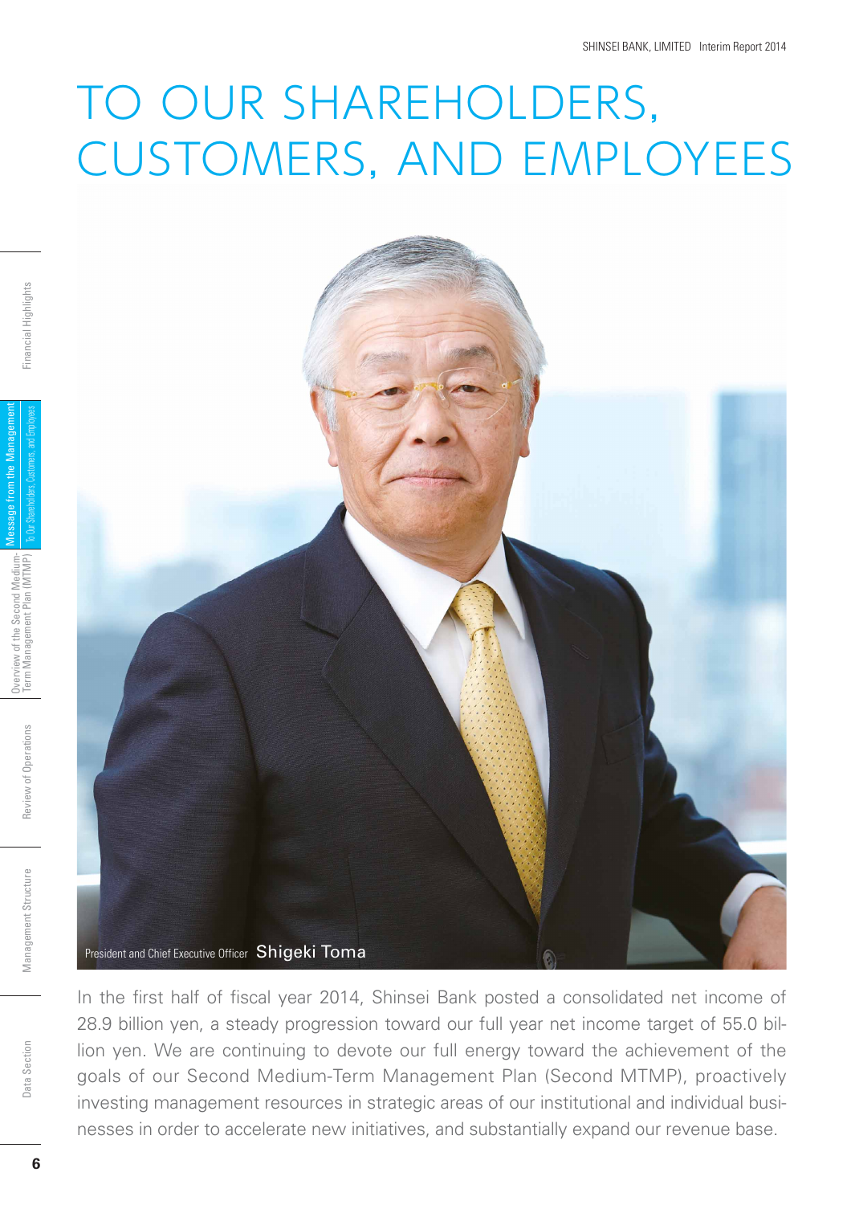# TO OUR SHAREHOLDERS, CUSTOMERS, AND EMPLOYEES

President and Chief Executive Officer Shigeki Toma

In the first half of fiscal year 2014, Shinsei Bank posted a consolidated net income of 28.9 billion yen, a steady progression toward our full year net income target of 55.0 billion yen. We are continuing to devote our full energy toward the achievement of the goals of our Second Medium-Term Management Plan (Second MTMP), proactively investing management resources in strategic areas of our institutional and individual businesses in order to accelerate new initiatives, and substantially expand our revenue base.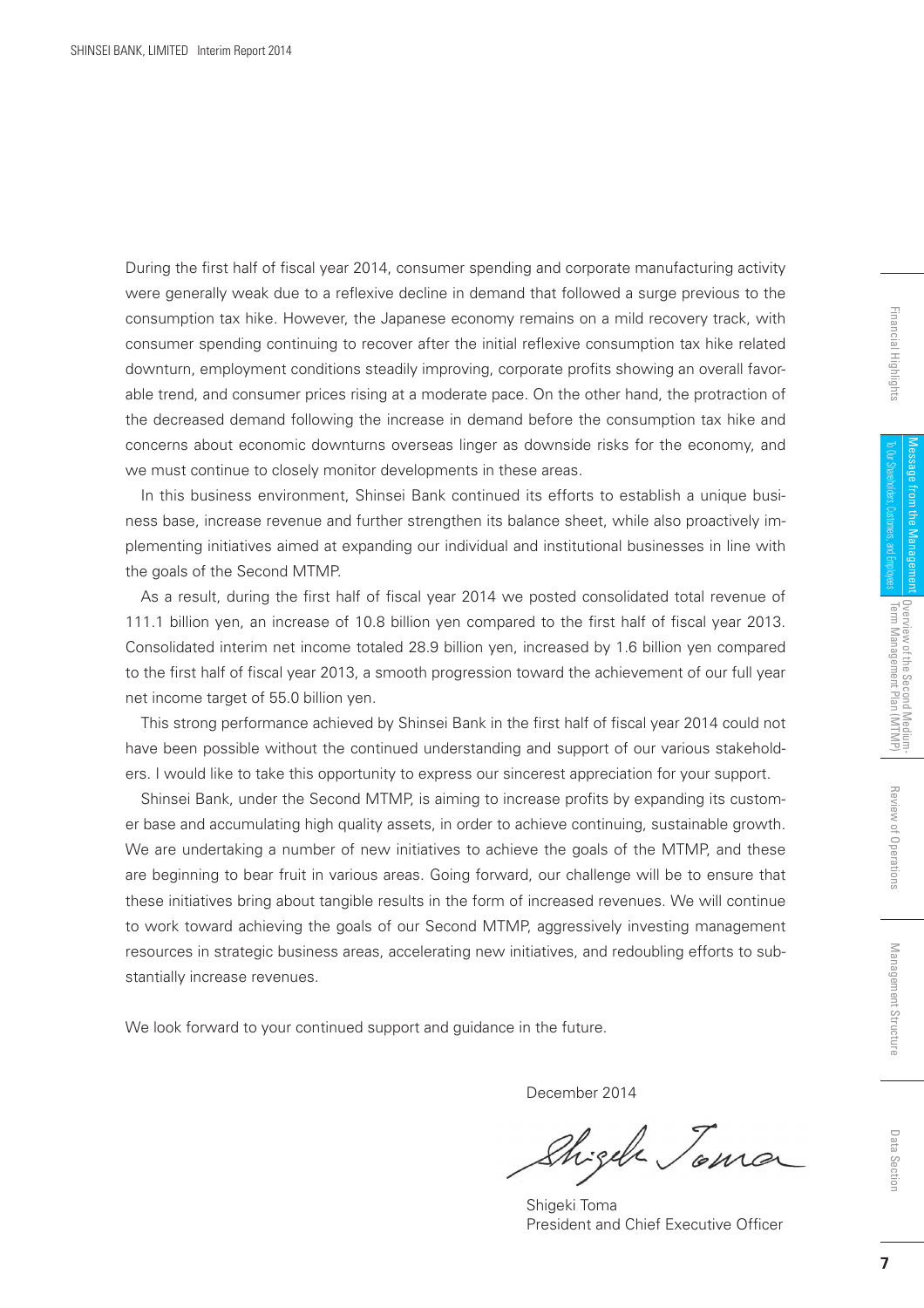During the first half of fiscal year 2014, consumer spending and corporate manufacturing activity were generally weak due to a reflexive decline in demand that followed a surge previous to the consumption tax hike. However, the Japanese economy remains on a mild recovery track, with consumer spending continuing to recover after the initial reflexive consumption tax hike related downturn, employment conditions steadily improving, corporate profits showing an overall favorable trend, and consumer prices rising at a moderate pace. On the other hand, the protraction of the decreased demand following the increase in demand before the consumption tax hike and concerns about economic downturns overseas linger as downside risks for the economy, and we must continue to closely monitor developments in these areas.

In this business environment, Shinsei Bank continued its efforts to establish a unique business base, increase revenue and further strengthen its balance sheet, while also proactively implementing initiatives aimed at expanding our individual and institutional businesses in line with the goals of the Second MTMP.

As a result, during the first half of fiscal year 2014 we posted consolidated total revenue of 111.1 billion yen, an increase of 10.8 billion yen compared to the first half of fiscal year 2013. Consolidated interim net income totaled 28.9 billion yen, increased by 1.6 billion yen compared to the first half of fiscal year 2013, a smooth progression toward the achievement of our full year net income target of 55.0 billion yen.

This strong performance achieved by Shinsei Bank in the first half of fiscal year 2014 could not have been possible without the continued understanding and support of our various stakeholders. I would like to take this opportunity to express our sincerest appreciation for your support.

Shinsei Bank, under the Second MTMP, is aiming to increase profits by expanding its customer base and accumulating high quality assets, in order to achieve continuing, sustainable growth. We are undertaking a number of new initiatives to achieve the goals of the MTMP, and these are beginning to bear fruit in various areas. Going forward, our challenge will be to ensure that these initiatives bring about tangible results in the form of increased revenues. We will continue to work toward achieving the goals of our Second MTMP, aggressively investing management resources in strategic business areas, accelerating new initiatives, and redoubling efforts to substantially increase revenues.

We look forward to your continued support and guidance in the future.

December 2014

Shigeki Toma
President and Chief Executive Officer